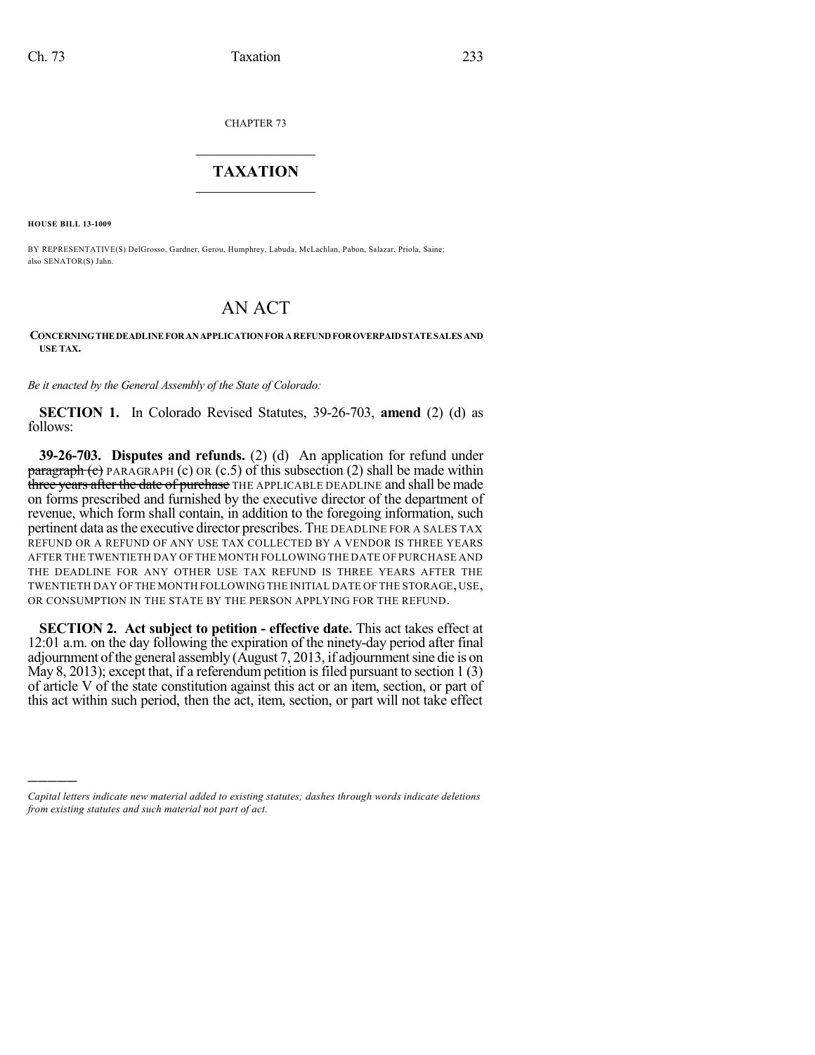CHAPTER 73

# TAXATION

**HOUSE BILL 13-1009**

BY REPRESENTATIVE(S) DelGrosso, Gardner, Gerou, Humphrey, Labuda, McLachlan, Pabon, Salazar, Priola, Saine; also SENATOR(S) Jahn.

# AN ACT

**CONCERNING THE DEADLINE FOR AN APPLICATION FOR A REFUND FOR OVERPAID STATE SALES AND USE TAX.**

*Be it enacted by the General Assembly of the State of Colorado:*

**SECTION 1.** In Colorado Revised Statutes, 39-26-703, **amend** (2) (d) as follows:

**39-26-703. Disputes and refunds.** (2) (d) An application for refund under ~~paragraph (c)~~ PARAGRAPH (c) OR (c.5) of this subsection (2) shall be made within ~~three years after the date of purchase~~ THE APPLICABLE DEADLINE and shall be made on forms prescribed and furnished by the executive director of the department of revenue, which form shall contain, in addition to the foregoing information, such pertinent data as the executive director prescribes. THE DEADLINE FOR A SALES TAX REFUND OR A REFUND OF ANY USE TAX COLLECTED BY A VENDOR IS THREE YEARS AFTER THE TWENTIETH DAY OF THE MONTH FOLLOWING THE DATE OF PURCHASE AND THE DEADLINE FOR ANY OTHER USE TAX REFUND IS THREE YEARS AFTER THE TWENTIETH DAY OF THE MONTH FOLLOWING THE INITIAL DATE OF THE STORAGE, USE, OR CONSUMPTION IN THE STATE BY THE PERSON APPLYING FOR THE REFUND.

**SECTION 2. Act subject to petition - effective date.** This act takes effect at 12:01 a.m. on the day following the expiration of the ninety-day period after final adjournment of the general assembly (August 7, 2013, if adjournment sine die is on May 8, 2013); except that, if a referendum petition is filed pursuant to section 1 (3) of article V of the state constitution against this act or an item, section, or part of this act within such period, then the act, item, section, or part will not take effect

---

*Capital letters indicate new material added to existing statutes; dashes through words indicate deletions from existing statutes and such material not part of act.*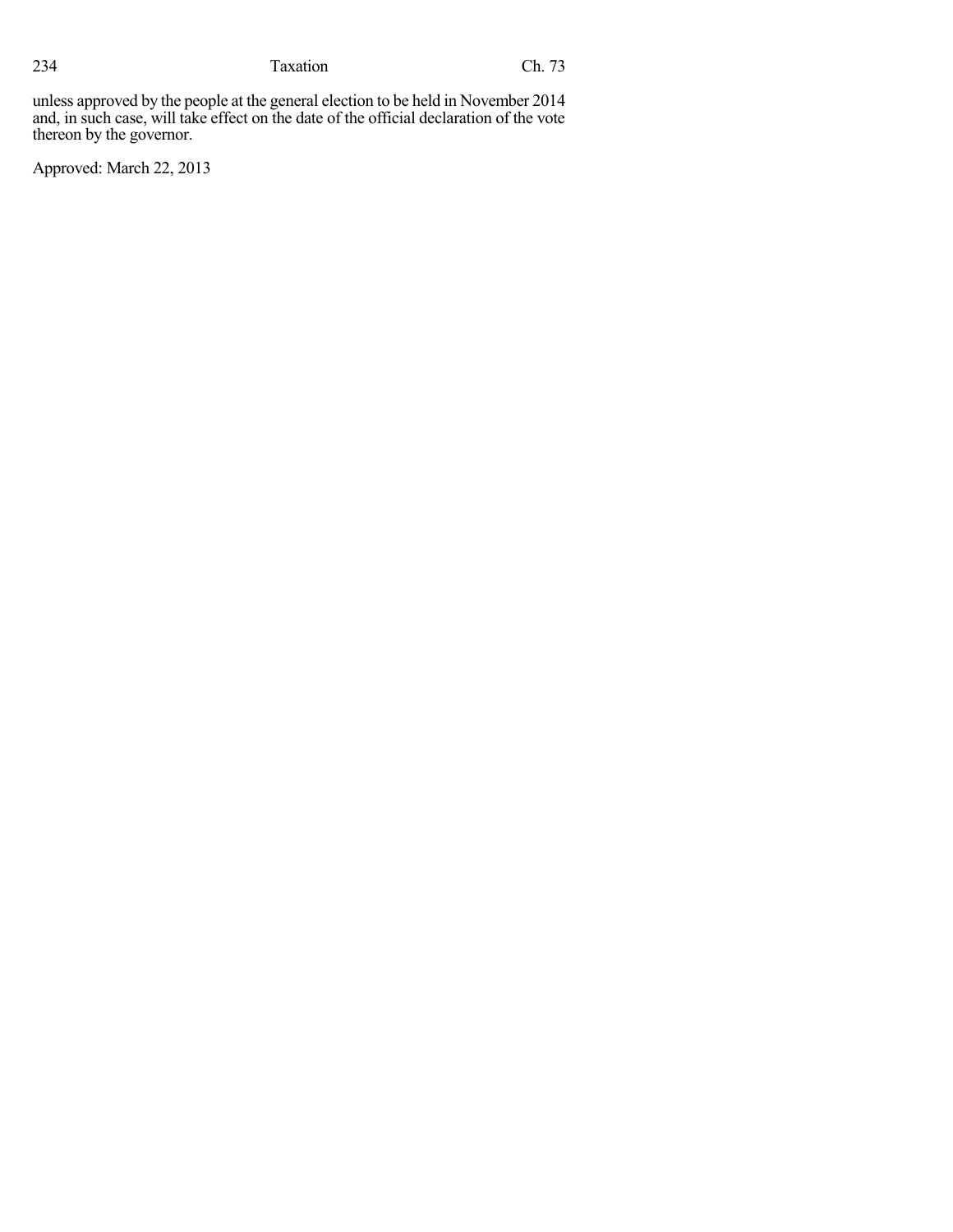unless approved by the people at the general election to be held in November 2014 and, in such case, will take effect on the date of the official declaration of the vote thereon by the governor.

Approved: March 22, 2013